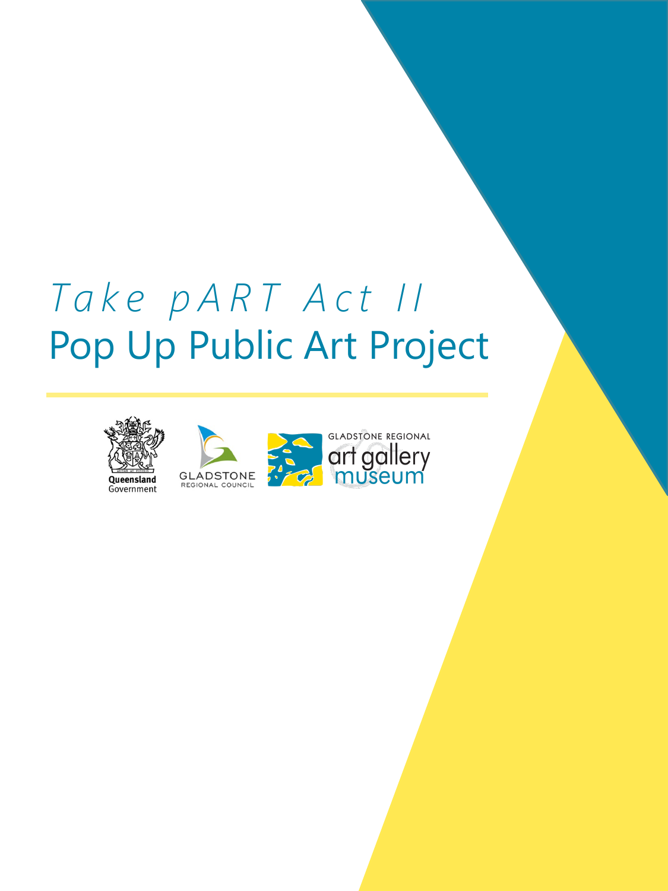# *Take pART Act II*

# Pop Up Public Art Project

Queensland Government

GLADSTONE REGIONAL COUNCIL

GLADSTONE REGIONAL art gallery museum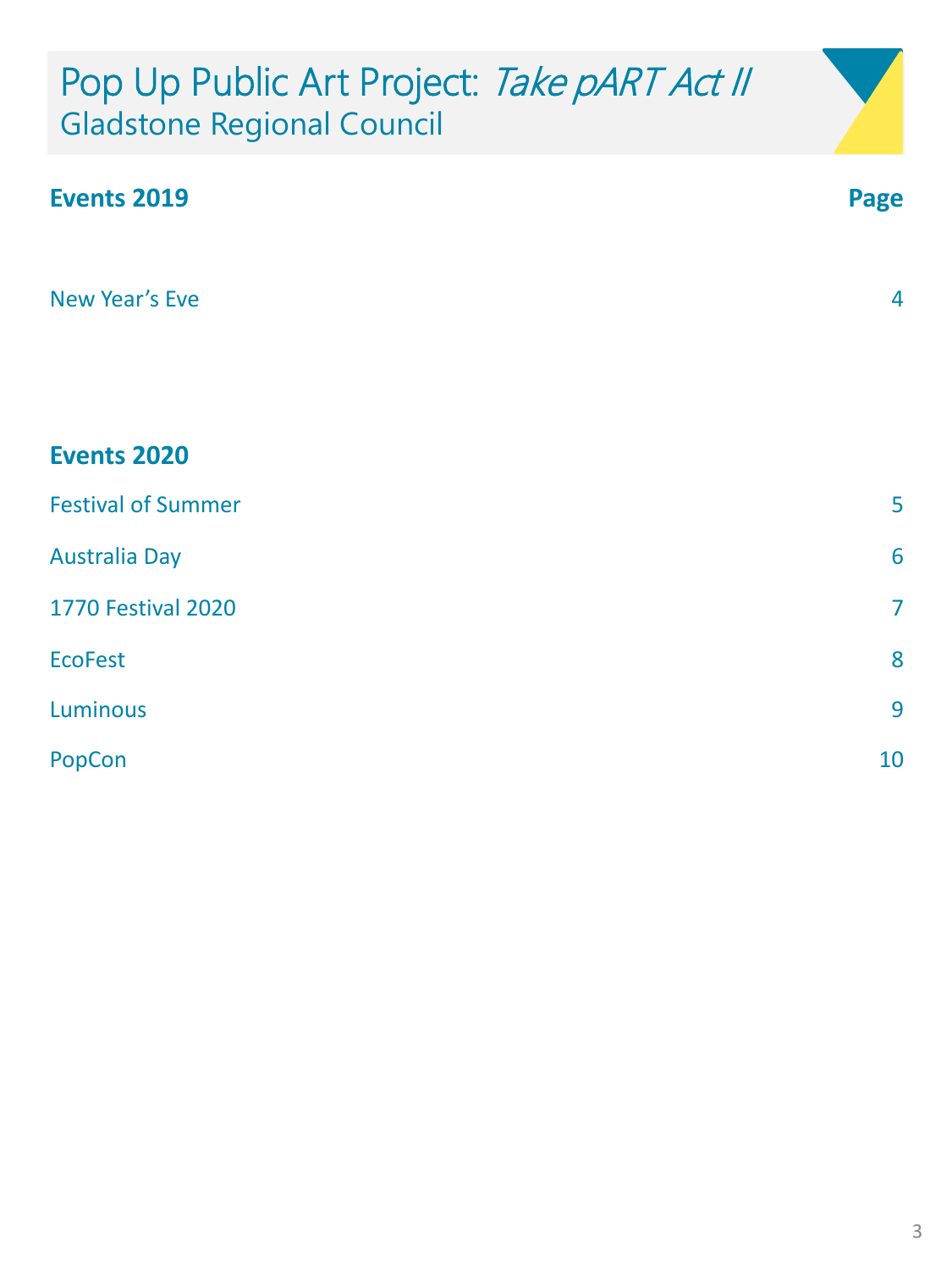# Pop Up Public Art Project: *Take pART Act II*
## Gladstone Regional Council

| **Events 2019** | **Page** |
|---|---|
| New Year's Eve | 4 |

| **Events 2020** | |
|---|---|
| Festival of Summer | 5 |
| Australia Day | 6 |
| 1770 Festival 2020 | 7 |
| EcoFest | 8 |
| Luminous | 9 |
| PopCon | 10 |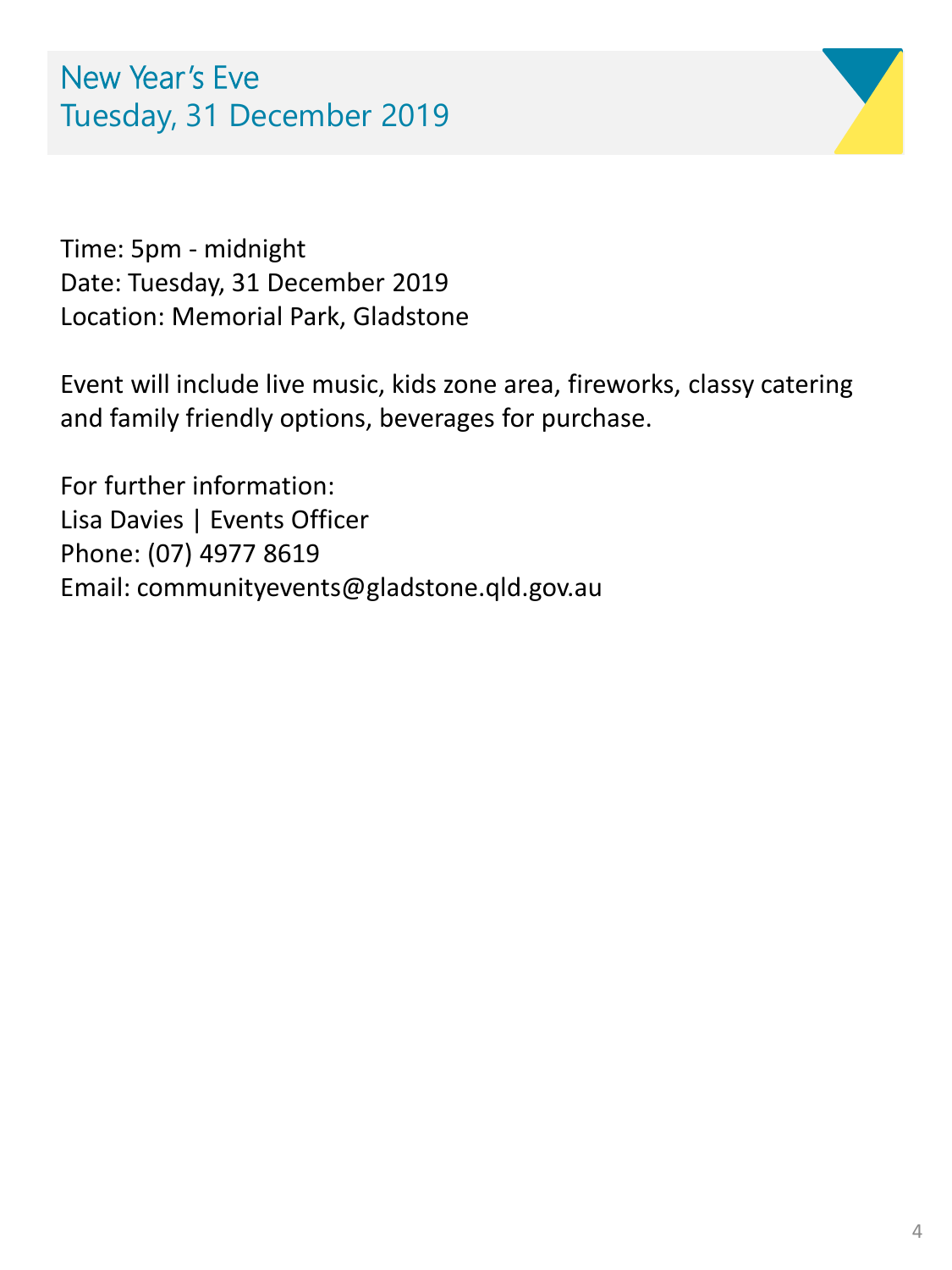# New Year's Eve
# Tuesday, 31 December 2019

Time: 5pm - midnight
Date: Tuesday, 31 December 2019
Location: Memorial Park, Gladstone

Event will include live music, kids zone area, fireworks, classy catering and family friendly options, beverages for purchase.

For further information:
Lisa Davies | Events Officer
Phone: (07) 4977 8619
Email: communityevents@gladstone.qld.gov.au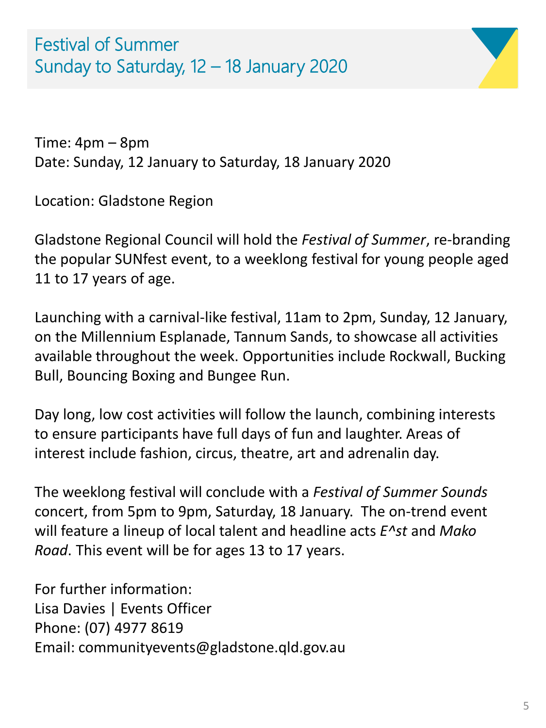# Festival of Summer
## Sunday to Saturday, 12 – 18 January 2020

Time: 4pm – 8pm
Date: Sunday, 12 January to Saturday, 18 January 2020

Location: Gladstone Region

Gladstone Regional Council will hold the *Festival of Summer*, re-branding the popular SUNfest event, to a weeklong festival for young people aged 11 to 17 years of age.

Launching with a carnival-like festival, 11am to 2pm, Sunday, 12 January, on the Millennium Esplanade, Tannum Sands, to showcase all activities available throughout the week. Opportunities include Rockwall, Bucking Bull, Bouncing Boxing and Bungee Run.

Day long, low cost activities will follow the launch, combining interests to ensure participants have full days of fun and laughter. Areas of interest include fashion, circus, theatre, art and adrenalin day.

The weeklong festival will conclude with a *Festival of Summer Sounds* concert, from 5pm to 9pm, Saturday, 18 January. The on-trend event will feature a lineup of local talent and headline acts *E^st* and *Mako Road*. This event will be for ages 13 to 17 years.

For further information:
Lisa Davies | Events Officer
Phone: (07) 4977 8619
Email: communityevents@gladstone.qld.gov.au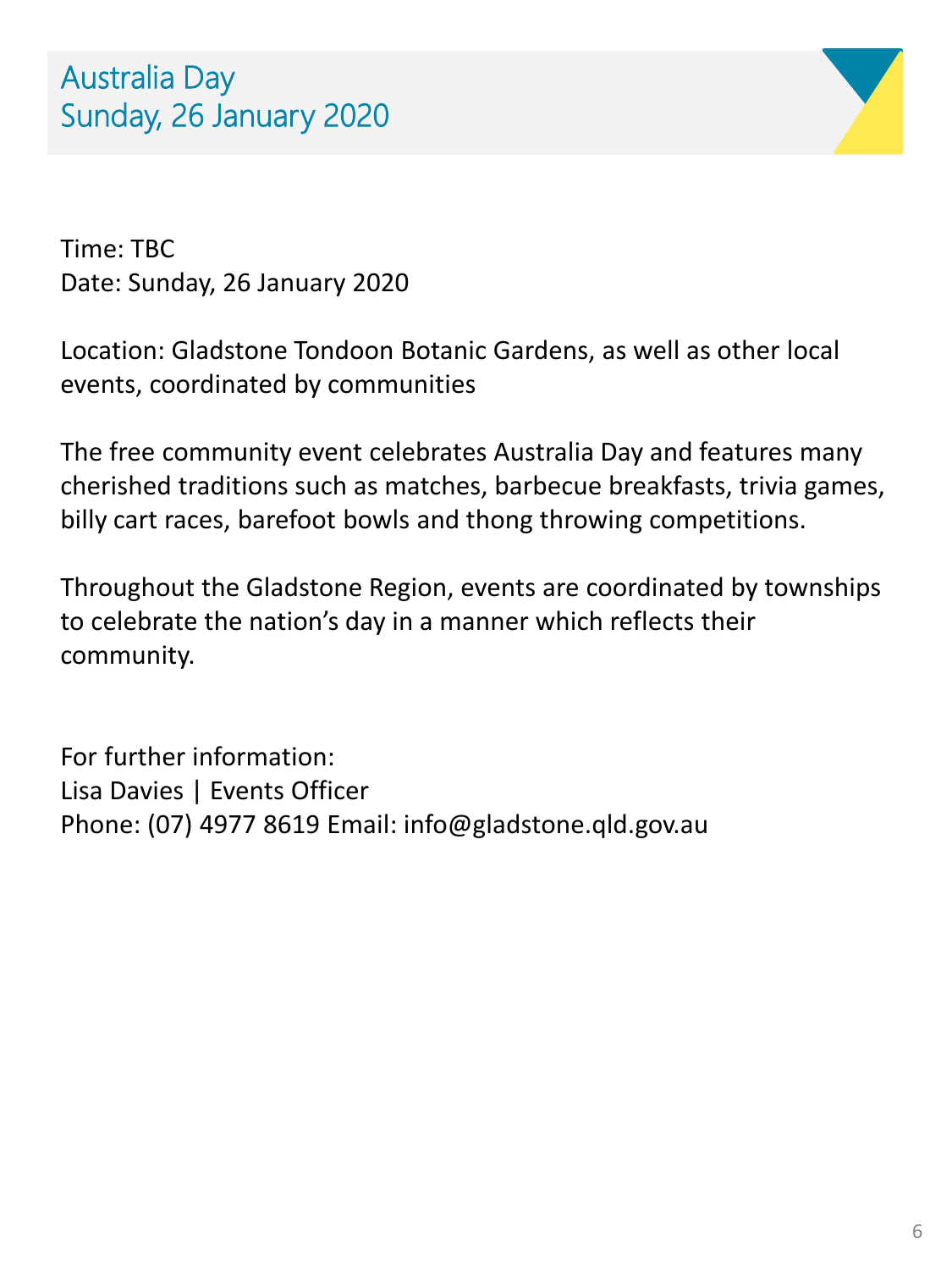# Australia Day
# Sunday, 26 January 2020

Time: TBC
Date: Sunday, 26 January 2020

Location: Gladstone Tondoon Botanic Gardens, as well as other local events, coordinated by communities

The free community event celebrates Australia Day and features many cherished traditions such as matches, barbecue breakfasts, trivia games, billy cart races, barefoot bowls and thong throwing competitions.

Throughout the Gladstone Region, events are coordinated by townships to celebrate the nation's day in a manner which reflects their community.

For further information:
Lisa Davies | Events Officer
Phone: (07) 4977 8619 Email: info@gladstone.qld.gov.au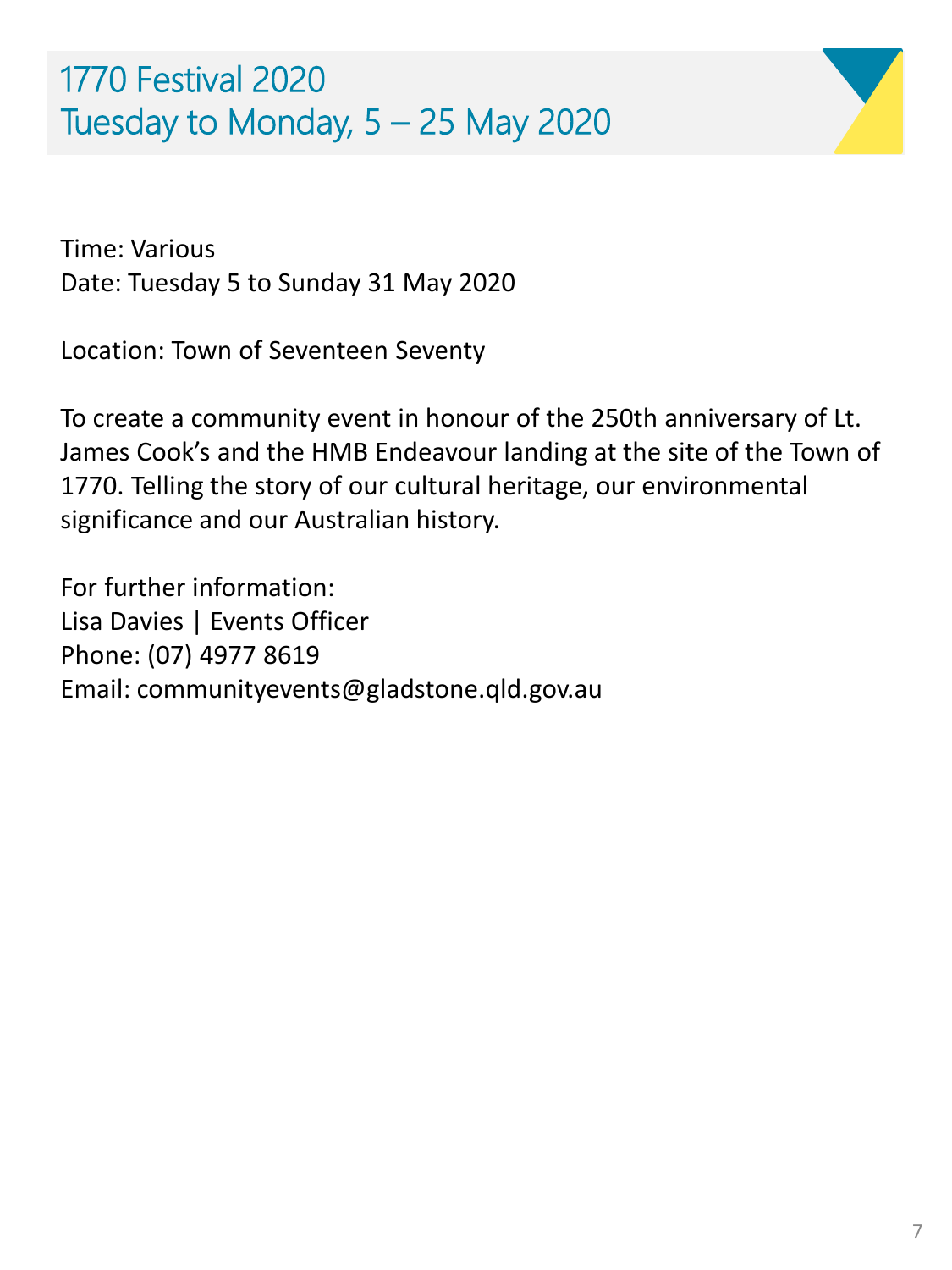# 1770 Festival 2020
# Tuesday to Monday, 5 – 25 May 2020

Time: Various
Date: Tuesday 5 to Sunday 31 May 2020

Location: Town of Seventeen Seventy

To create a community event in honour of the 250th anniversary of Lt. James Cook's and the HMB Endeavour landing at the site of the Town of 1770. Telling the story of our cultural heritage, our environmental significance and our Australian history.

For further information:
Lisa Davies | Events Officer
Phone: (07) 4977 8619
Email: communityevents@gladstone.qld.gov.au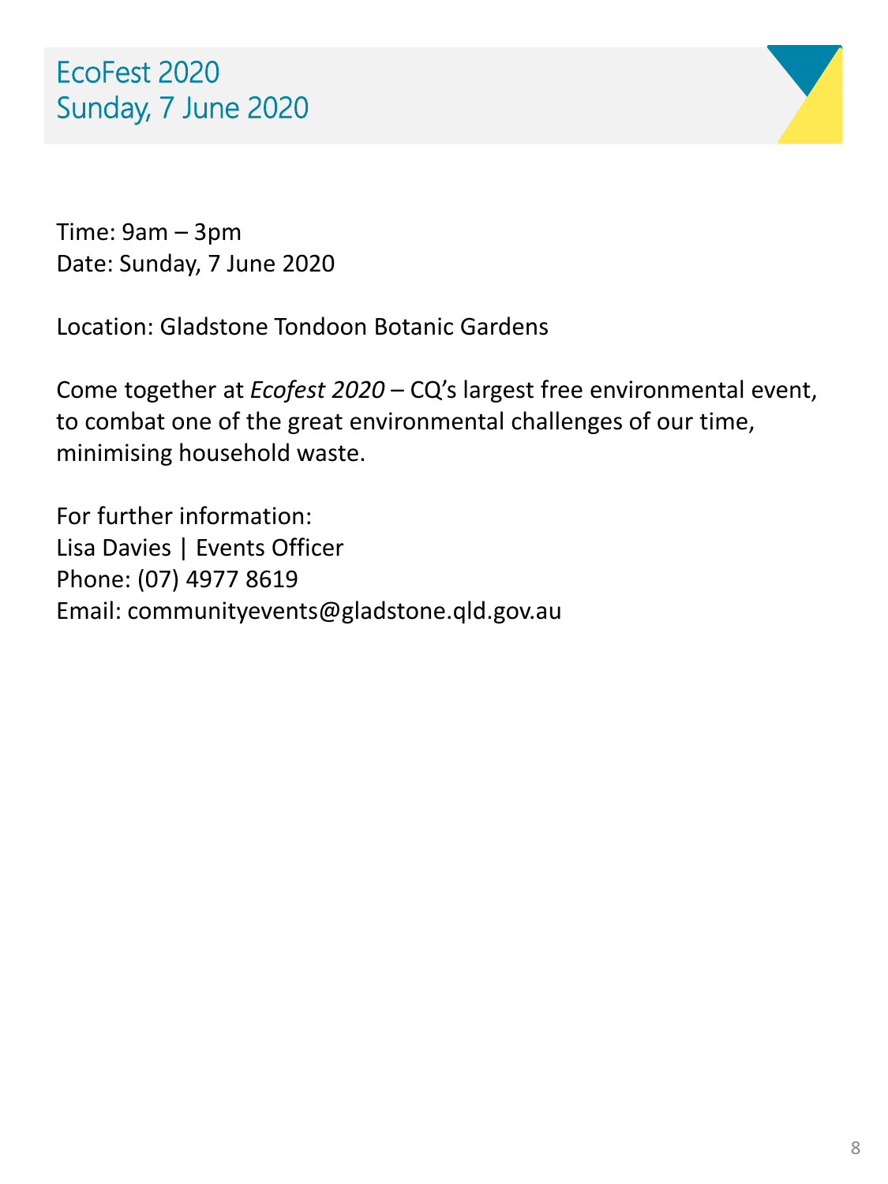# EcoFest 2020
# Sunday, 7 June 2020

Time: 9am – 3pm
Date: Sunday, 7 June 2020

Location: Gladstone Tondoon Botanic Gardens

Come together at *Ecofest 2020* – CQ's largest free environmental event, to combat one of the great environmental challenges of our time, minimising household waste.

For further information:
Lisa Davies | Events Officer
Phone: (07) 4977 8619
Email: communityevents@gladstone.qld.gov.au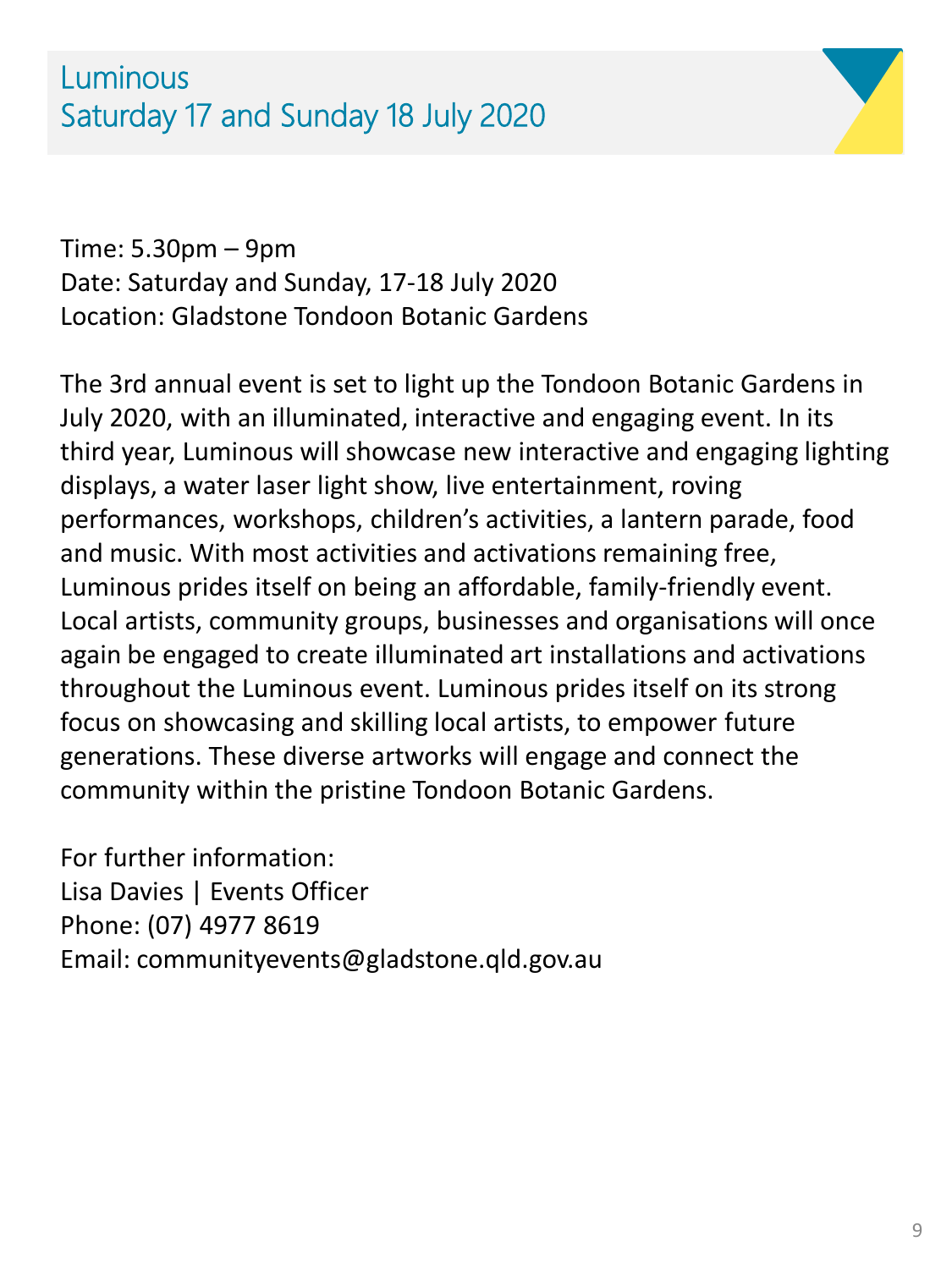# Luminous
## Saturday 17 and Sunday 18 July 2020

Time: 5.30pm – 9pm
Date: Saturday and Sunday, 17-18 July 2020
Location: Gladstone Tondoon Botanic Gardens

The 3rd annual event is set to light up the Tondoon Botanic Gardens in July 2020, with an illuminated, interactive and engaging event. In its third year, Luminous will showcase new interactive and engaging lighting displays, a water laser light show, live entertainment, roving performances, workshops, children's activities, a lantern parade, food and music. With most activities and activations remaining free, Luminous prides itself on being an affordable, family-friendly event. Local artists, community groups, businesses and organisations will once again be engaged to create illuminated art installations and activations throughout the Luminous event. Luminous prides itself on its strong focus on showcasing and skilling local artists, to empower future generations. These diverse artworks will engage and connect the community within the pristine Tondoon Botanic Gardens.

For further information:
Lisa Davies | Events Officer
Phone: (07) 4977 8619
Email: communityevents@gladstone.qld.gov.au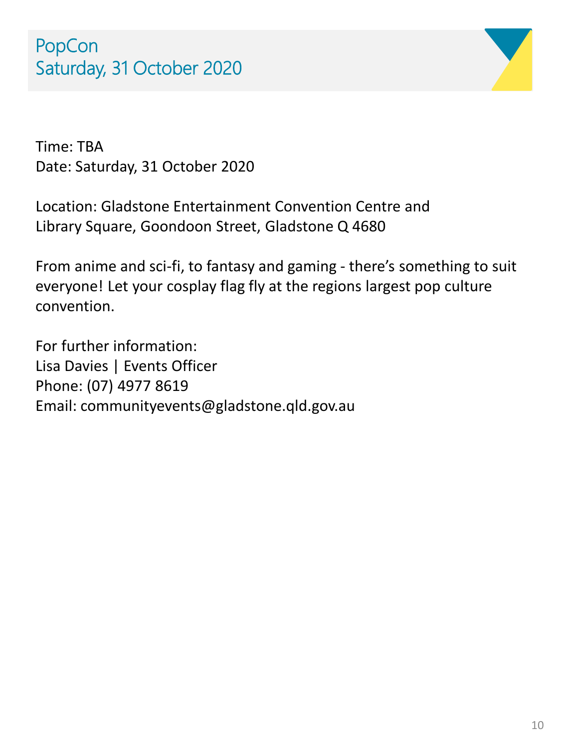# PopCon
# Saturday, 31 October 2020

Time: TBA
Date: Saturday, 31 October 2020

Location: Gladstone Entertainment Convention Centre and Library Square, Goondoon Street, Gladstone Q 4680

From anime and sci-fi, to fantasy and gaming - there's something to suit everyone! Let your cosplay flag fly at the regions largest pop culture convention.

For further information:
Lisa Davies | Events Officer
Phone: (07) 4977 8619
Email: communityevents@gladstone.qld.gov.au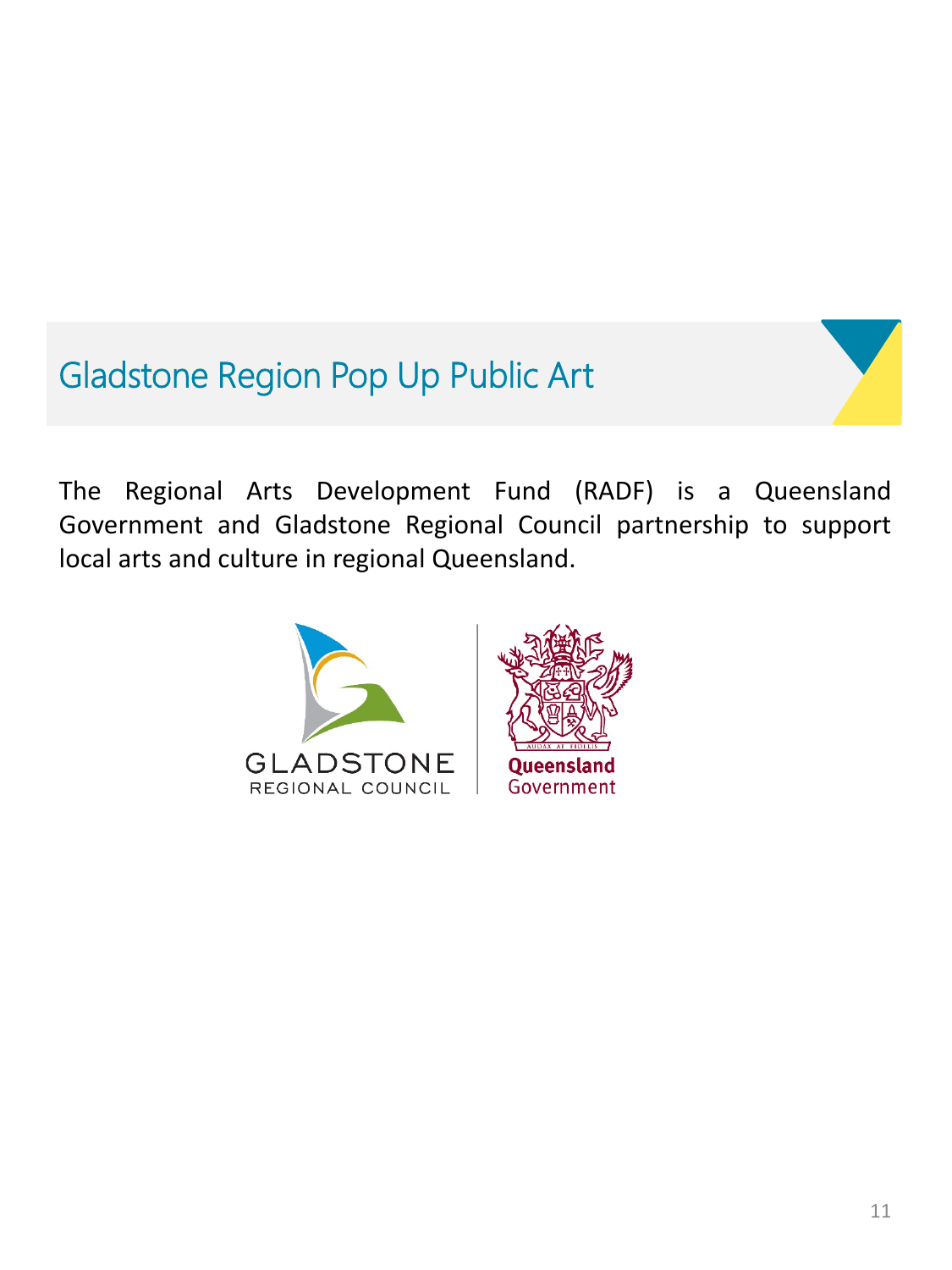# Gladstone Region Pop Up Public Art

The Regional Arts Development Fund (RADF) is a Queensland Government and Gladstone Regional Council partnership to support local arts and culture in regional Queensland.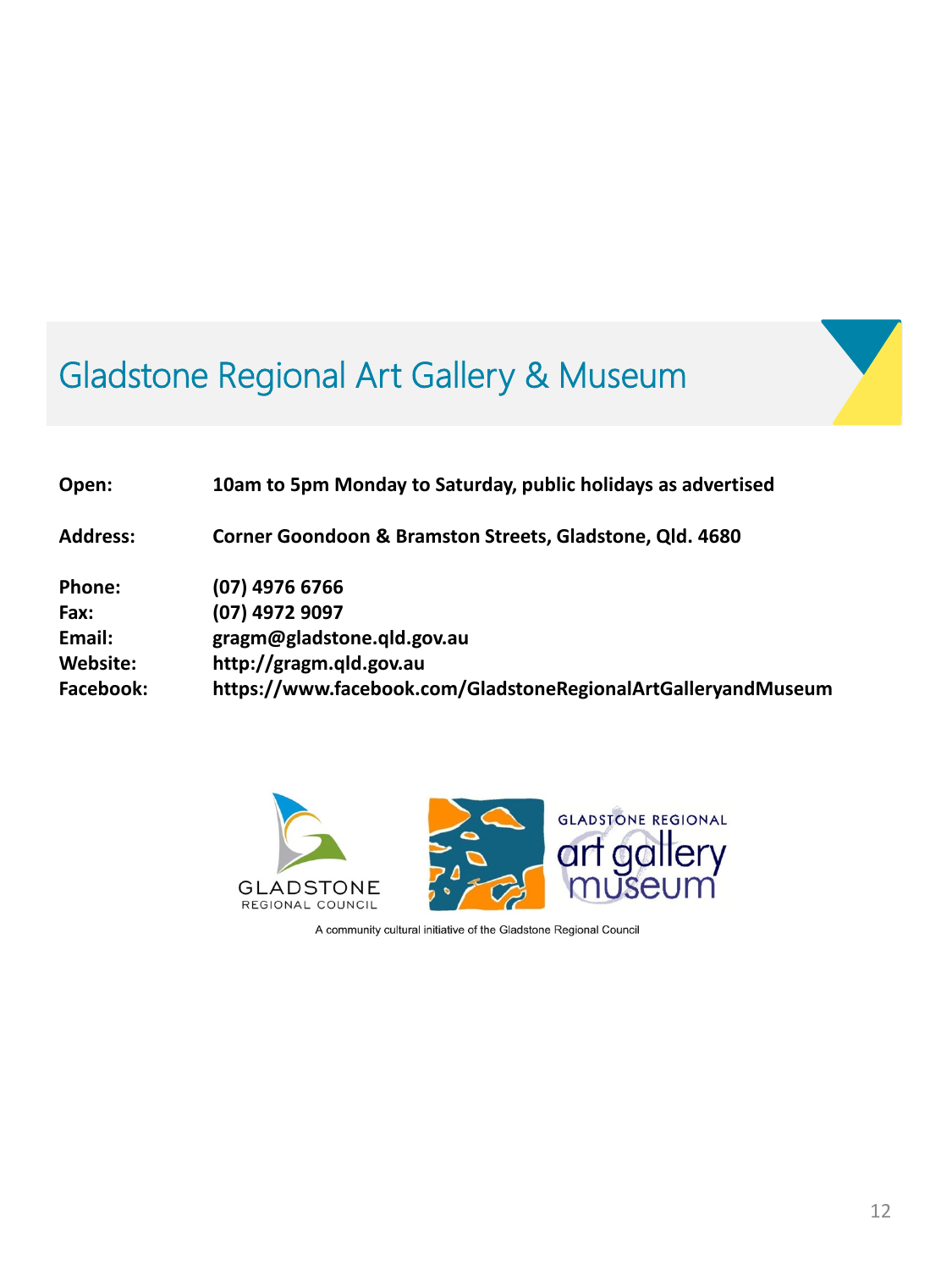# Gladstone Regional Art Gallery & Museum

| | |
|---|---|
| **Open:** | **10am to 5pm Monday to Saturday, public holidays as advertised** |
| **Address:** | **Corner Goondoon & Bramston Streets, Gladstone, Qld. 4680** |
| **Phone:** | **(07) 4976 6766** |
| **Fax:** | **(07) 4972 9097** |
| **Email:** | **gragm@gladstone.qld.gov.au** |
| **Website:** | **http://gragm.qld.gov.au** |
| **Facebook:** | **https://www.facebook.com/GladstoneRegionalArtGalleryandMuseum** |

GLADSTONE REGIONAL COUNCIL

GLADSTONE REGIONAL art gallery museum

A community cultural initiative of the Gladstone Regional Council